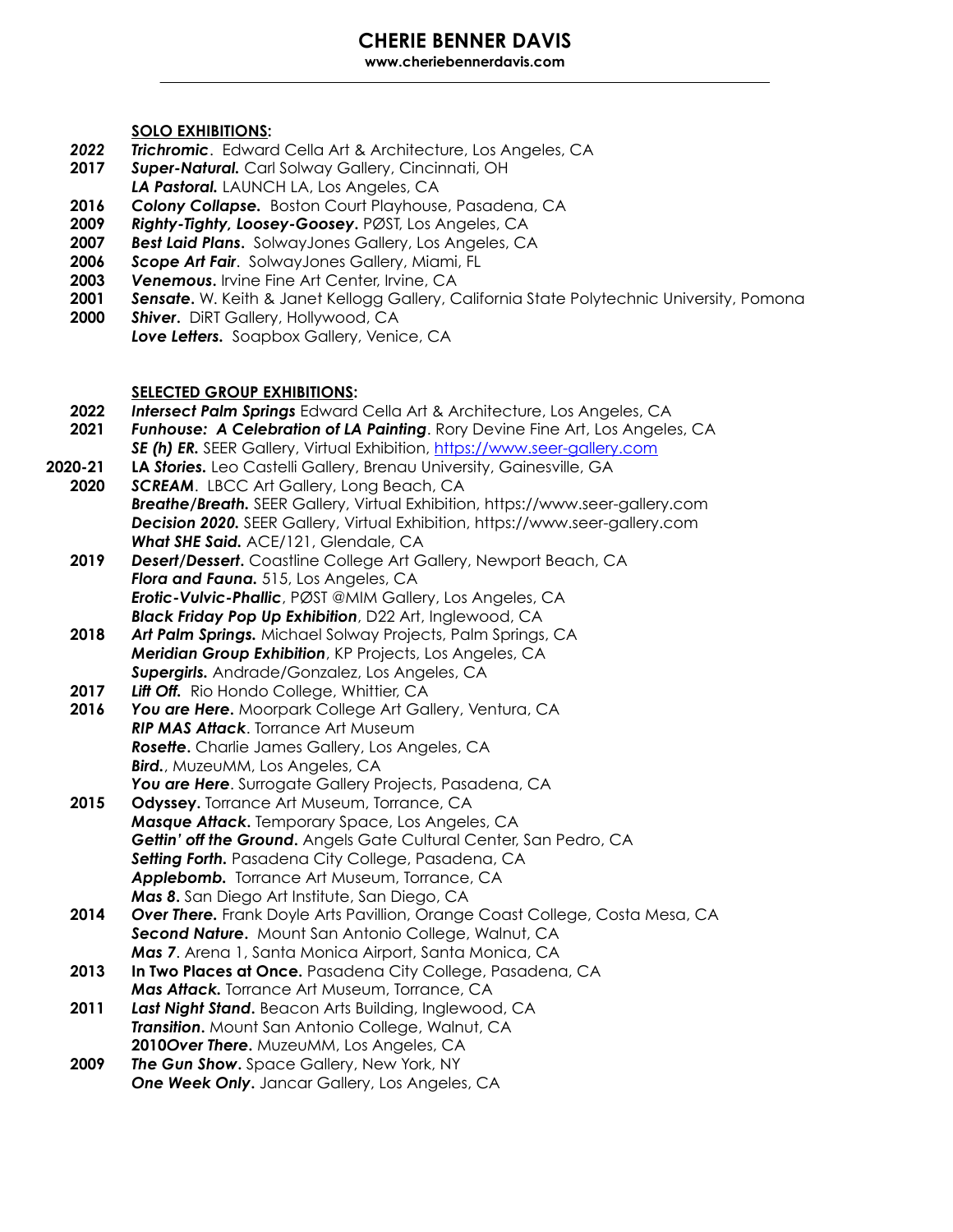# CHERIE BENNER DAVIS

**www.cheriebennerdavis.com**

---

## SOLO EXHIBITIONS:

***2022*** ***Trichromic***. Edward Cella Art & Architecture, Los Angeles, CA

**2017** ***Super-Natural.*** Carl Solway Gallery, Cincinnati, OH
***LA Pastoral.*** LAUNCH LA, Los Angeles, CA

**2016** ***Colony Collapse.*** Boston Court Playhouse, Pasadena, CA

**2009** ***Righty-Tighty, Loosey-Goosey.*** PØST, Los Angeles, CA

**2007** ***Best Laid Plans.*** SolwayJones Gallery, Los Angeles, CA

**2006** ***Scope Art Fair***. SolwayJones Gallery, Miami, FL

**2003** ***Venemous.*** Irvine Fine Art Center, Irvine, CA

**2001** ***Sensate.*** W. Keith & Janet Kellogg Gallery, California State Polytechnic University, Pomona

**2000** ***Shiver.*** DiRT Gallery, Hollywood, CA
***Love Letters.*** Soapbox Gallery, Venice, CA

## SELECTED GROUP EXHIBITIONS:

**2022** ***Intersect Palm Springs*** Edward Cella Art & Architecture, Los Angeles, CA

**2021** ***Funhouse: A Celebration of LA Painting***. Rory Devine Fine Art, Los Angeles, CA
***SE (h) ER.*** SEER Gallery, Virtual Exhibition, https://www.seer-gallery.com

**2020-21** ***LA Stories.*** Leo Castelli Gallery, Brenau University, Gainesville, GA

**2020** ***SCREAM***. LBCC Art Gallery, Long Beach, CA
***Breathe/Breath.*** SEER Gallery, Virtual Exhibition, https://www.seer-gallery.com
***Decision 2020.*** SEER Gallery, Virtual Exhibition, https://www.seer-gallery.com
***What SHE Said.*** ACE/121, Glendale, CA

**2019** ***Desert/Dessert.*** Coastline College Art Gallery, Newport Beach, CA
***Flora and Fauna.*** 515, Los Angeles, CA
***Erotic-Vulvic-Phallic***, PØST @MIM Gallery, Los Angeles, CA
***Black Friday Pop Up Exhibition***, D22 Art, Inglewood, CA

**2018** ***Art Palm Springs.*** Michael Solway Projects, Palm Springs, CA
***Meridian Group Exhibition***, KP Projects, Los Angeles, CA
***Supergirls.*** Andrade/Gonzalez, Los Angeles, CA

**2017** ***Lift Off.*** Rio Hondo College, Whittier, CA

**2016** ***You are Here.*** Moorpark College Art Gallery, Ventura, CA
***RIP MAS Attack***. Torrance Art Museum
***Rosette.*** Charlie James Gallery, Los Angeles, CA
***Bird.***, MuzeuMM, Los Angeles, CA
***You are Here***. Surrogate Gallery Projects, Pasadena, CA

**2015** **Odyssey.** Torrance Art Museum, Torrance, CA
***Masque Attack.*** Temporary Space, Los Angeles, CA
***Gettin' off the Ground.*** Angels Gate Cultural Center, San Pedro, CA
***Setting Forth.*** Pasadena City College, Pasadena, CA
***Applebomb.*** Torrance Art Museum, Torrance, CA
***Mas 8.*** San Diego Art Institute, San Diego, CA

**2014** ***Over There.*** Frank Doyle Arts Pavillion, Orange Coast College, Costa Mesa, CA
***Second Nature.*** Mount San Antonio College, Walnut, CA
***Mas 7***. Arena 1, Santa Monica Airport, Santa Monica, CA

**2013** **In Two Places at Once.** Pasadena City College, Pasadena, CA
***Mas Attack.*** Torrance Art Museum, Torrance, CA

**2011** ***Last Night Stand.*** Beacon Arts Building, Inglewood, CA
***Transition.*** Mount San Antonio College, Walnut, CA
**2010*Over There.*** MuzeuMM, Los Angeles, CA

**2009** ***The Gun Show.*** Space Gallery, New York, NY
***One Week Only.*** Jancar Gallery, Los Angeles, CA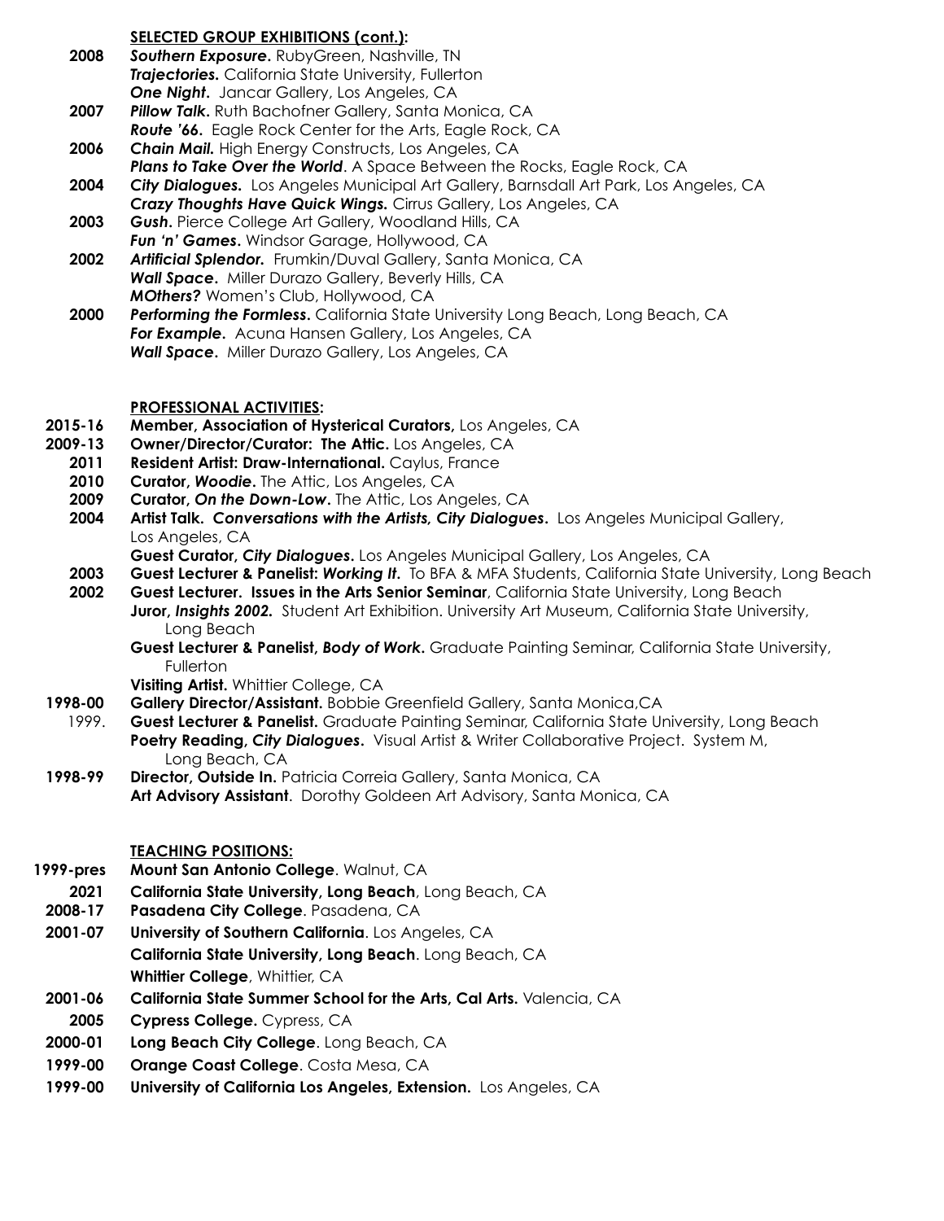**SELECTED GROUP EXHIBITIONS (cont.):**

**2008** ***Southern Exposure*****.** RubyGreen, Nashville, TN
***Trajectories.*** California State University, Fullerton
***One Night*****.** Jancar Gallery, Los Angeles, CA

**2007** ***Pillow Talk*****.** Ruth Bachofner Gallery, Santa Monica, CA
***Route '66.*** Eagle Rock Center for the Arts, Eagle Rock, CA

**2006** ***Chain Mail.*** High Energy Constructs, Los Angeles, CA
***Plans to Take Over the World***. A Space Between the Rocks, Eagle Rock, CA

**2004** ***City Dialogues.*** Los Angeles Municipal Art Gallery, Barnsdall Art Park, Los Angeles, CA
***Crazy Thoughts Have Quick Wings.*** Cirrus Gallery, Los Angeles, CA

**2003** ***Gush*****.** Pierce College Art Gallery, Woodland Hills, CA
***Fun 'n' Games*****.** Windsor Garage, Hollywood, CA

**2002** ***Artificial Splendor.*** Frumkin/Duval Gallery, Santa Monica, CA
***Wall Space*****.** Miller Durazo Gallery, Beverly Hills, CA
***MOthers?*** Women's Club, Hollywood, CA

**2000** ***Performing the Formless*****.** California State University Long Beach, Long Beach, CA
***For Example*****.** Acuna Hansen Gallery, Los Angeles, CA
***Wall Space*****.** Miller Durazo Gallery, Los Angeles, CA

**PROFESSIONAL ACTIVITIES:**

**2015-16** **Member, Association of Hysterical Curators,** Los Angeles, CA

**2009-13** **Owner/Director/Curator: The Attic.** Los Angeles, CA

**2011** **Resident Artist: Draw-International.** Caylus, France

**2010** **Curator, *Woodie*.** The Attic, Los Angeles, CA

**2009** **Curator, *On the Down-Low*.** The Attic, Los Angeles, CA

**2004** **Artist Talk. *Conversations with the Artists, City Dialogues*.** Los Angeles Municipal Gallery, Los Angeles, CA
**Guest Curator, *City Dialogues*.** Los Angeles Municipal Gallery, Los Angeles, CA

**2003** **Guest Lecturer & Panelist: *Working It*.** To BFA & MFA Students, California State University, Long Beach

**2002** **Guest Lecturer. Issues in the Arts Senior Seminar**, California State University, Long Beach
**Juror, *Insights 2002*.** Student Art Exhibition. University Art Museum, California State University, Long Beach
**Guest Lecturer & Panelist, *Body of Work*.** Graduate Painting Seminar, California State University, Fullerton
**Visiting Artist.** Whittier College, CA

**1998-00** **Gallery Director/Assistant.** Bobbie Greenfield Gallery, Santa Monica,CA

1999. **Guest Lecturer & Panelist.** Graduate Painting Seminar, California State University, Long Beach
**Poetry Reading, *City Dialogues*.** Visual Artist & Writer Collaborative Project. System M, Long Beach, CA

**1998-99** **Director, Outside In.** Patricia Correia Gallery, Santa Monica, CA
**Art Advisory Assistant**. Dorothy Goldeen Art Advisory, Santa Monica, CA

**TEACHING POSITIONS:**

**1999-pres** **Mount San Antonio College**. Walnut, CA

**2021** **California State University, Long Beach**, Long Beach, CA

**2008-17** **Pasadena City College**. Pasadena, CA

**2001-07** **University of Southern California**. Los Angeles, CA
**California State University, Long Beach**. Long Beach, CA
**Whittier College**, Whittier, CA

**2001-06** **California State Summer School for the Arts, Cal Arts.** Valencia, CA

**2005** **Cypress College.** Cypress, CA

**2000-01** **Long Beach City College**. Long Beach, CA

**1999-00** **Orange Coast College**. Costa Mesa, CA

**1999-00** **University of California Los Angeles, Extension.** Los Angeles, CA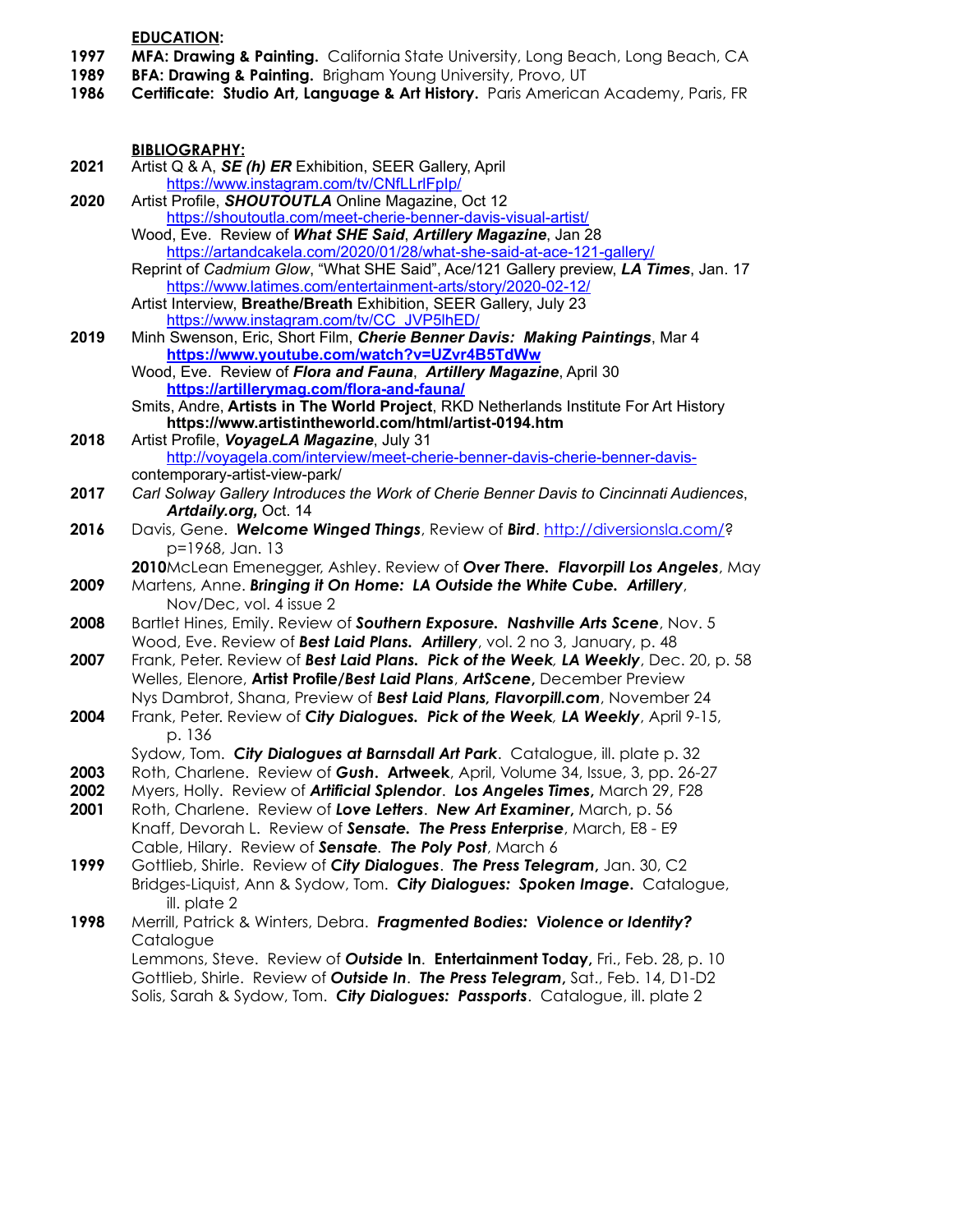**EDUCATION:**

**1997** **MFA: Drawing & Painting.** California State University, Long Beach, Long Beach, CA
**1989** **BFA: Drawing & Painting.** Brigham Young University, Provo, UT
**1986** **Certificate: Studio Art, Language & Art History.** Paris American Academy, Paris, FR

**BIBLIOGRAPHY:**

**2021** Artist Q & A, ***SE (h) ER*** Exhibition, SEER Gallery, April
https://www.instagram.com/tv/CNfLLrlFpIp/

**2020** Artist Profile, ***SHOUTOUTLA*** Online Magazine, Oct 12
https://shoutoutla.com/meet-cherie-benner-davis-visual-artist/
Wood, Eve. Review of ***What SHE Said***, ***Artillery Magazine***, Jan 28
https://artandcakela.com/2020/01/28/what-she-said-at-ace-121-gallery/
Reprint of *Cadmium Glow*, "What SHE Said", Ace/121 Gallery preview, ***LA Times***, Jan. 17
https://www.latimes.com/entertainment-arts/story/2020-02-12/
Artist Interview, **Breathe/Breath** Exhibition, SEER Gallery, July 23
https://www.instagram.com/tv/CC_JVP5lhED/

**2019** Minh Swenson, Eric, Short Film, ***Cherie Benner Davis: Making Paintings***, Mar 4
**https://www.youtube.com/watch?v=UZvr4B5TdWw**
Wood, Eve. Review of ***Flora and Fauna***, ***Artillery Magazine***, April 30
**https://artillerymag.com/flora-and-fauna/**
Smits, Andre, **Artists in The World Project**, RKD Netherlands Institute For Art History
**https://www.artistintheworld.com/html/artist-0194.htm**

**2018** Artist Profile, ***VoyageLA Magazine***, July 31
http://voyagela.com/interview/meet-cherie-benner-davis-cherie-benner-davis-contemporary-artist-view-park/

**2017** *Carl Solway Gallery Introduces the Work of Cherie Benner Davis to Cincinnati Audiences*, ***Artdaily.org,*** Oct. 14

**2016** Davis, Gene. ***Welcome Winged Things***, Review of ***Bird***. http://diversionsla.com/?p=1968, Jan. 13

**2010** McLean Emenegger, Ashley. Review of ***Over There. Flavorpill Los Angeles***, May

**2009** Martens, Anne. ***Bringing it On Home: LA Outside the White Cube. Artillery***, Nov/Dec, vol. 4 issue 2

**2008** Bartlet Hines, Emily. Review of ***Southern Exposure. Nashville Arts Scene***, Nov. 5
Wood, Eve. Review of ***Best Laid Plans. Artillery***, vol. 2 no 3, January, p. 48

**2007** Frank, Peter. Review of ***Best Laid Plans. Pick of the Week, LA Weekly***, Dec. 20, p. 58
Welles, Elenore, **Artist Profile/*Best Laid Plans***, ***ArtScene***, December Preview
Nys Dambrot, Shana, Preview of ***Best Laid Plans, Flavorpill.com***, November 24

**2004** Frank, Peter. Review of ***City Dialogues. Pick of the Week, LA Weekly***, April 9-15, p. 136
Sydow, Tom. ***City Dialogues at Barnsdall Art Park***. Catalogue, ill. plate p. 32

**2003** Roth, Charlene. Review of ***Gush***. **Artweek**, April, Volume 34, Issue, 3, pp. 26-27

**2002** Myers, Holly. Review of ***Artificial Splendor***. ***Los Angeles Times,*** March 29, F28

**2001** Roth, Charlene. Review of ***Love Letters***. ***New Art Examiner,*** March, p. 56
Knaff, Devorah L. Review of ***Sensate. The Press Enterprise***, March, E8 - E9
Cable, Hilary. Review of ***Sensate***. ***The Poly Post***, March 6

**1999** Gottlieb, Shirle. Review of ***City Dialogues***. ***The Press Telegram,*** Jan. 30, C2
Bridges-Liquist, Ann & Sydow, Tom. ***City Dialogues: Spoken Image***. Catalogue, ill. plate 2

**1998** Merrill, Patrick & Winters, Debra. ***Fragmented Bodies: Violence or Identity?*** Catalogue
Lemmons, Steve. Review of ***Outside* In**. **Entertainment Today,** Fri., Feb. 28, p. 10
Gottlieb, Shirle. Review of ***Outside In***. ***The Press Telegram***, Sat., Feb. 14, D1-D2
Solis, Sarah & Sydow, Tom. ***City Dialogues: Passports***. Catalogue, ill. plate 2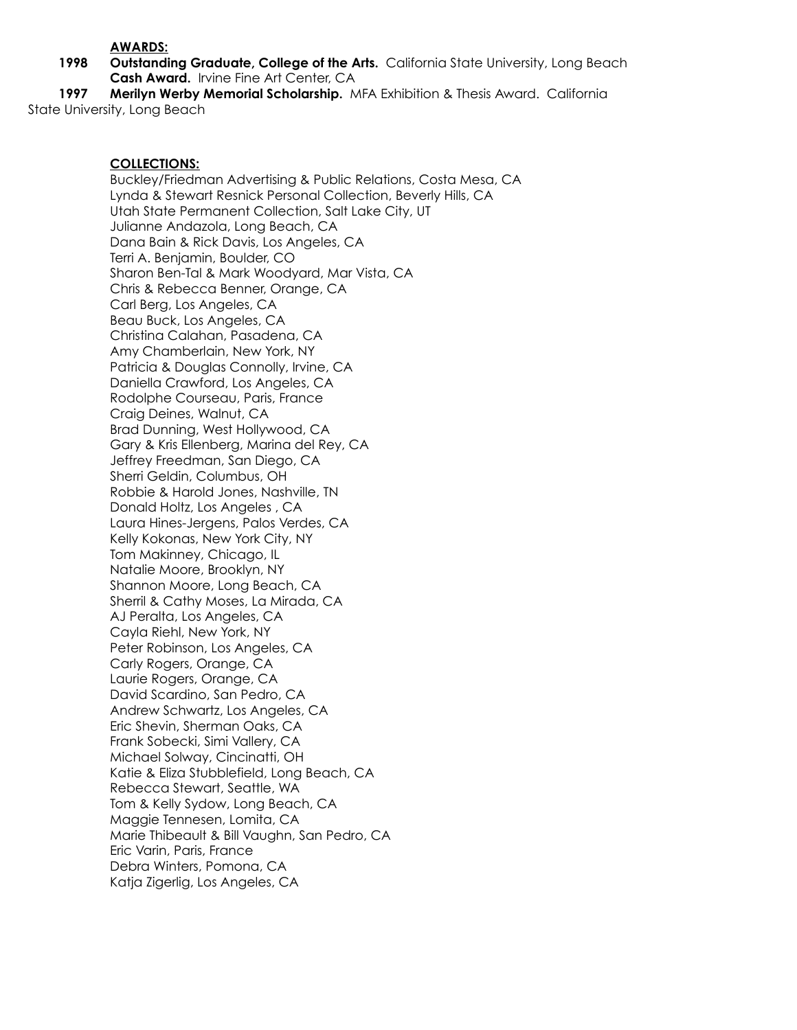## **AWARDS:**

**1998** **Outstanding Graduate, College of the Arts.** California State University, Long Beach
**Cash Award.** Irvine Fine Art Center, CA

**1997** **Merilyn Werby Memorial Scholarship.** MFA Exhibition & Thesis Award. California State University, Long Beach

## **COLLECTIONS:**

Buckley/Friedman Advertising & Public Relations, Costa Mesa, CA
Lynda & Stewart Resnick Personal Collection, Beverly Hills, CA
Utah State Permanent Collection, Salt Lake City, UT
Julianne Andazola, Long Beach, CA
Dana Bain & Rick Davis, Los Angeles, CA
Terri A. Benjamin, Boulder, CO
Sharon Ben-Tal & Mark Woodyard, Mar Vista, CA
Chris & Rebecca Benner, Orange, CA
Carl Berg, Los Angeles, CA
Beau Buck, Los Angeles, CA
Christina Calahan, Pasadena, CA
Amy Chamberlain, New York, NY
Patricia & Douglas Connolly, Irvine, CA
Daniella Crawford, Los Angeles, CA
Rodolphe Courseau, Paris, France
Craig Deines, Walnut, CA
Brad Dunning, West Hollywood, CA
Gary & Kris Ellenberg, Marina del Rey, CA
Jeffrey Freedman, San Diego, CA
Sherri Geldin, Columbus, OH
Robbie & Harold Jones, Nashville, TN
Donald Holtz, Los Angeles , CA
Laura Hines-Jergens, Palos Verdes, CA
Kelly Kokonas, New York City, NY
Tom Makinney, Chicago, IL
Natalie Moore, Brooklyn, NY
Shannon Moore, Long Beach, CA
Sherril & Cathy Moses, La Mirada, CA
AJ Peralta, Los Angeles, CA
Cayla Riehl, New York, NY
Peter Robinson, Los Angeles, CA
Carly Rogers, Orange, CA
Laurie Rogers, Orange, CA
David Scardino, San Pedro, CA
Andrew Schwartz, Los Angeles, CA
Eric Shevin, Sherman Oaks, CA
Frank Sobecki, Simi Vallery, CA
Michael Solway, Cincinatti, OH
Katie & Eliza Stubblefield, Long Beach, CA
Rebecca Stewart, Seattle, WA
Tom & Kelly Sydow, Long Beach, CA
Maggie Tennesen, Lomita, CA
Marie Thibeault & Bill Vaughn, San Pedro, CA
Eric Varin, Paris, France
Debra Winters, Pomona, CA
Katja Zigerlig, Los Angeles, CA